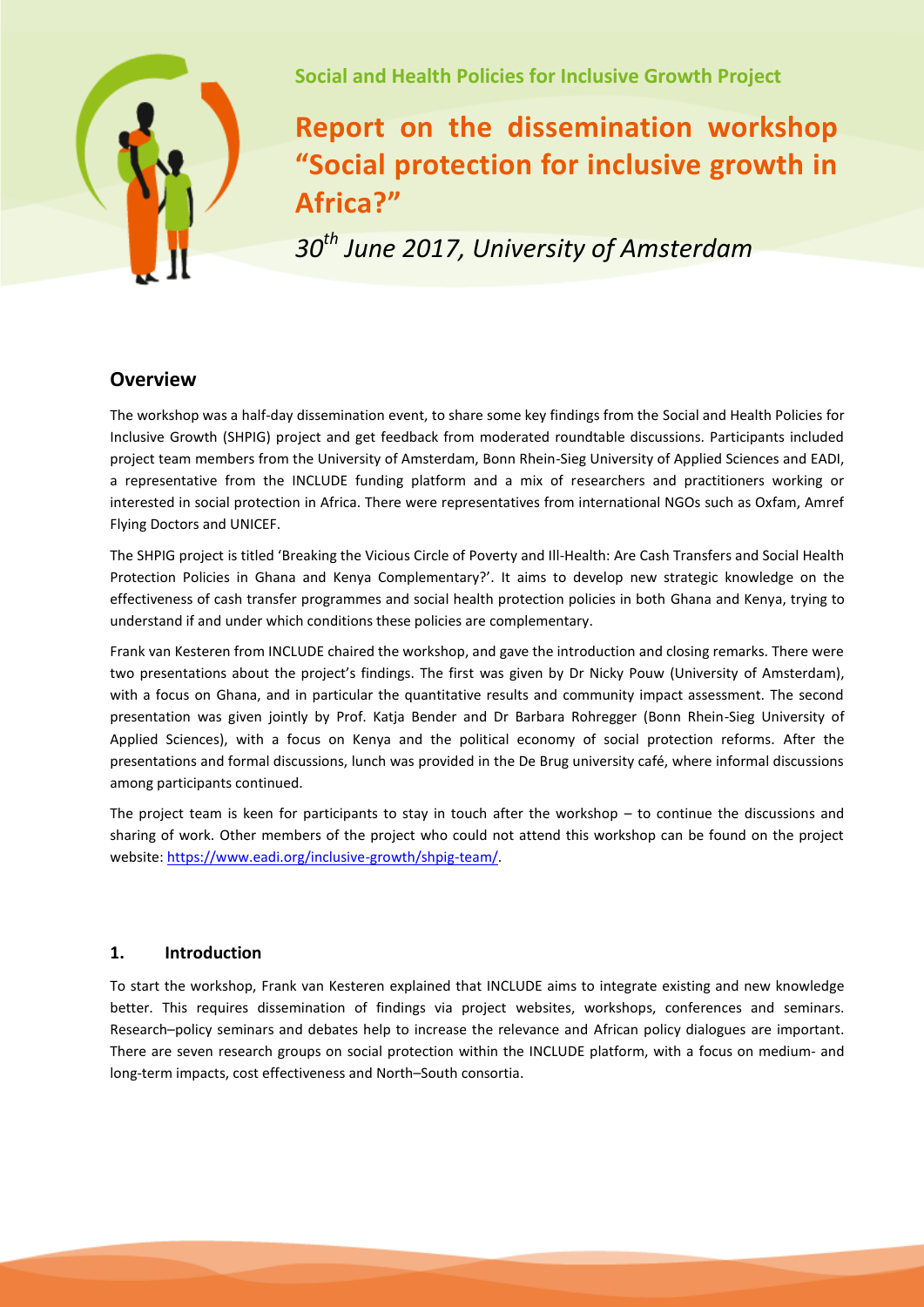**Social and Health Policies for Inclusive Growth Project**

# Report on the dissemination workshop "Social protection for inclusive growth in Africa?"

*30th June 2017, University of Amsterdam*

## Overview

The workshop was a half-day dissemination event, to share some key findings from the Social and Health Policies for Inclusive Growth (SHPIG) project and get feedback from moderated roundtable discussions. Participants included project team members from the University of Amsterdam, Bonn Rhein-Sieg University of Applied Sciences and EADI, a representative from the INCLUDE funding platform and a mix of researchers and practitioners working or interested in social protection in Africa. There were representatives from international NGOs such as Oxfam, Amref Flying Doctors and UNICEF.

The SHPIG project is titled 'Breaking the Vicious Circle of Poverty and Ill-Health: Are Cash Transfers and Social Health Protection Policies in Ghana and Kenya Complementary?'. It aims to develop new strategic knowledge on the effectiveness of cash transfer programmes and social health protection policies in both Ghana and Kenya, trying to understand if and under which conditions these policies are complementary.

Frank van Kesteren from INCLUDE chaired the workshop, and gave the introduction and closing remarks. There were two presentations about the project's findings. The first was given by Dr Nicky Pouw (University of Amsterdam), with a focus on Ghana, and in particular the quantitative results and community impact assessment. The second presentation was given jointly by Prof. Katja Bender and Dr Barbara Rohregger (Bonn Rhein-Sieg University of Applied Sciences), with a focus on Kenya and the political economy of social protection reforms. After the presentations and formal discussions, lunch was provided in the De Brug university café, where informal discussions among participants continued.

The project team is keen for participants to stay in touch after the workshop – to continue the discussions and sharing of work. Other members of the project who could not attend this workshop can be found on the project website: https://www.eadi.org/inclusive-growth/shpig-team/.

## 1. Introduction

To start the workshop, Frank van Kesteren explained that INCLUDE aims to integrate existing and new knowledge better. This requires dissemination of findings via project websites, workshops, conferences and seminars. Research–policy seminars and debates help to increase the relevance and African policy dialogues are important. There are seven research groups on social protection within the INCLUDE platform, with a focus on medium- and long-term impacts, cost effectiveness and North–South consortia.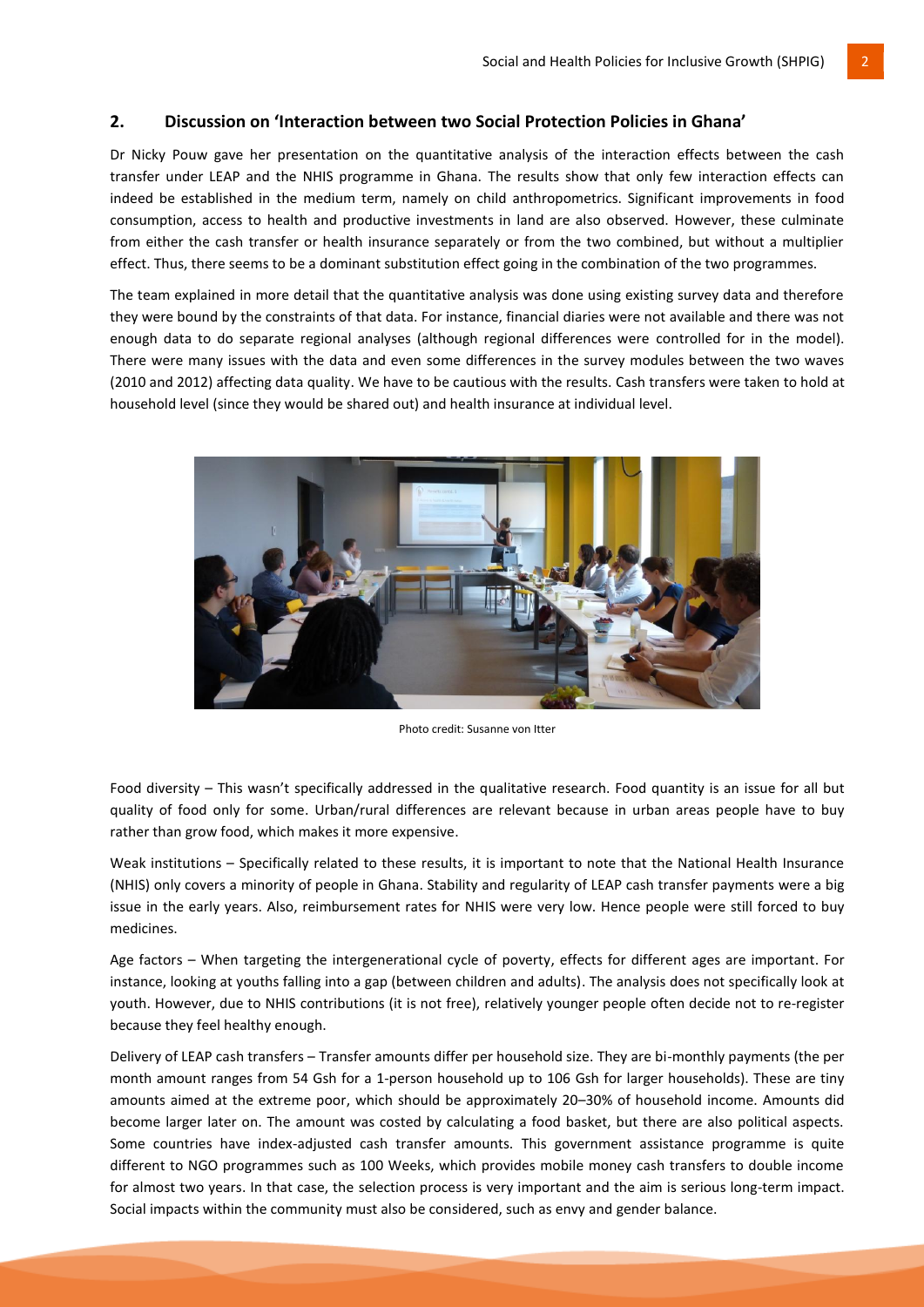## 2. Discussion on 'Interaction between two Social Protection Policies in Ghana'

Dr Nicky Pouw gave her presentation on the quantitative analysis of the interaction effects between the cash transfer under LEAP and the NHIS programme in Ghana. The results show that only few interaction effects can indeed be established in the medium term, namely on child anthropometrics. Significant improvements in food consumption, access to health and productive investments in land are also observed. However, these culminate from either the cash transfer or health insurance separately or from the two combined, but without a multiplier effect. Thus, there seems to be a dominant substitution effect going in the combination of the two programmes.

The team explained in more detail that the quantitative analysis was done using existing survey data and therefore they were bound by the constraints of that data. For instance, financial diaries were not available and there was not enough data to do separate regional analyses (although regional differences were controlled for in the model). There were many issues with the data and even some differences in the survey modules between the two waves (2010 and 2012) affecting data quality. We have to be cautious with the results. Cash transfers were taken to hold at household level (since they would be shared out) and health insurance at individual level.

Photo credit: Susanne von Itter

Food diversity – This wasn't specifically addressed in the qualitative research. Food quantity is an issue for all but quality of food only for some. Urban/rural differences are relevant because in urban areas people have to buy rather than grow food, which makes it more expensive.

Weak institutions – Specifically related to these results, it is important to note that the National Health Insurance (NHIS) only covers a minority of people in Ghana. Stability and regularity of LEAP cash transfer payments were a big issue in the early years. Also, reimbursement rates for NHIS were very low. Hence people were still forced to buy medicines.

Age factors – When targeting the intergenerational cycle of poverty, effects for different ages are important. For instance, looking at youths falling into a gap (between children and adults). The analysis does not specifically look at youth. However, due to NHIS contributions (it is not free), relatively younger people often decide not to re-register because they feel healthy enough.

Delivery of LEAP cash transfers – Transfer amounts differ per household size. They are bi-monthly payments (the per month amount ranges from 54 Gsh for a 1-person household up to 106 Gsh for larger households). These are tiny amounts aimed at the extreme poor, which should be approximately 20–30% of household income. Amounts did become larger later on. The amount was costed by calculating a food basket, but there are also political aspects. Some countries have index-adjusted cash transfer amounts. This government assistance programme is quite different to NGO programmes such as 100 Weeks, which provides mobile money cash transfers to double income for almost two years. In that case, the selection process is very important and the aim is serious long-term impact. Social impacts within the community must also be considered, such as envy and gender balance.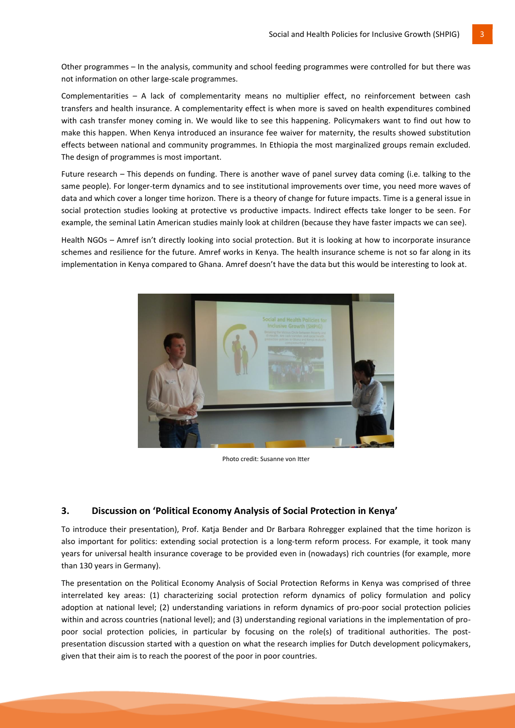Other programmes – In the analysis, community and school feeding programmes were controlled for but there was not information on other large-scale programmes.

Complementarities – A lack of complementarity means no multiplier effect, no reinforcement between cash transfers and health insurance. A complementarity effect is when more is saved on health expenditures combined with cash transfer money coming in. We would like to see this happening. Policymakers want to find out how to make this happen. When Kenya introduced an insurance fee waiver for maternity, the results showed substitution effects between national and community programmes. In Ethiopia the most marginalized groups remain excluded. The design of programmes is most important.

Future research – This depends on funding. There is another wave of panel survey data coming (i.e. talking to the same people). For longer-term dynamics and to see institutional improvements over time, you need more waves of data and which cover a longer time horizon. There is a theory of change for future impacts. Time is a general issue in social protection studies looking at protective vs productive impacts. Indirect effects take longer to be seen. For example, the seminal Latin American studies mainly look at children (because they have faster impacts we can see).

Health NGOs – Amref isn't directly looking into social protection. But it is looking at how to incorporate insurance schemes and resilience for the future. Amref works in Kenya. The health insurance scheme is not so far along in its implementation in Kenya compared to Ghana. Amref doesn't have the data but this would be interesting to look at.

Photo credit: Susanne von Itter

## 3. Discussion on 'Political Economy Analysis of Social Protection in Kenya'

To introduce their presentation), Prof. Katja Bender and Dr Barbara Rohregger explained that the time horizon is also important for politics: extending social protection is a long-term reform process. For example, it took many years for universal health insurance coverage to be provided even in (nowadays) rich countries (for example, more than 130 years in Germany).

The presentation on the Political Economy Analysis of Social Protection Reforms in Kenya was comprised of three interrelated key areas: (1) characterizing social protection reform dynamics of policy formulation and policy adoption at national level; (2) understanding variations in reform dynamics of pro-poor social protection policies within and across countries (national level); and (3) understanding regional variations in the implementation of pro-poor social protection policies, in particular by focusing on the role(s) of traditional authorities. The post-presentation discussion started with a question on what the research implies for Dutch development policymakers, given that their aim is to reach the poorest of the poor in poor countries.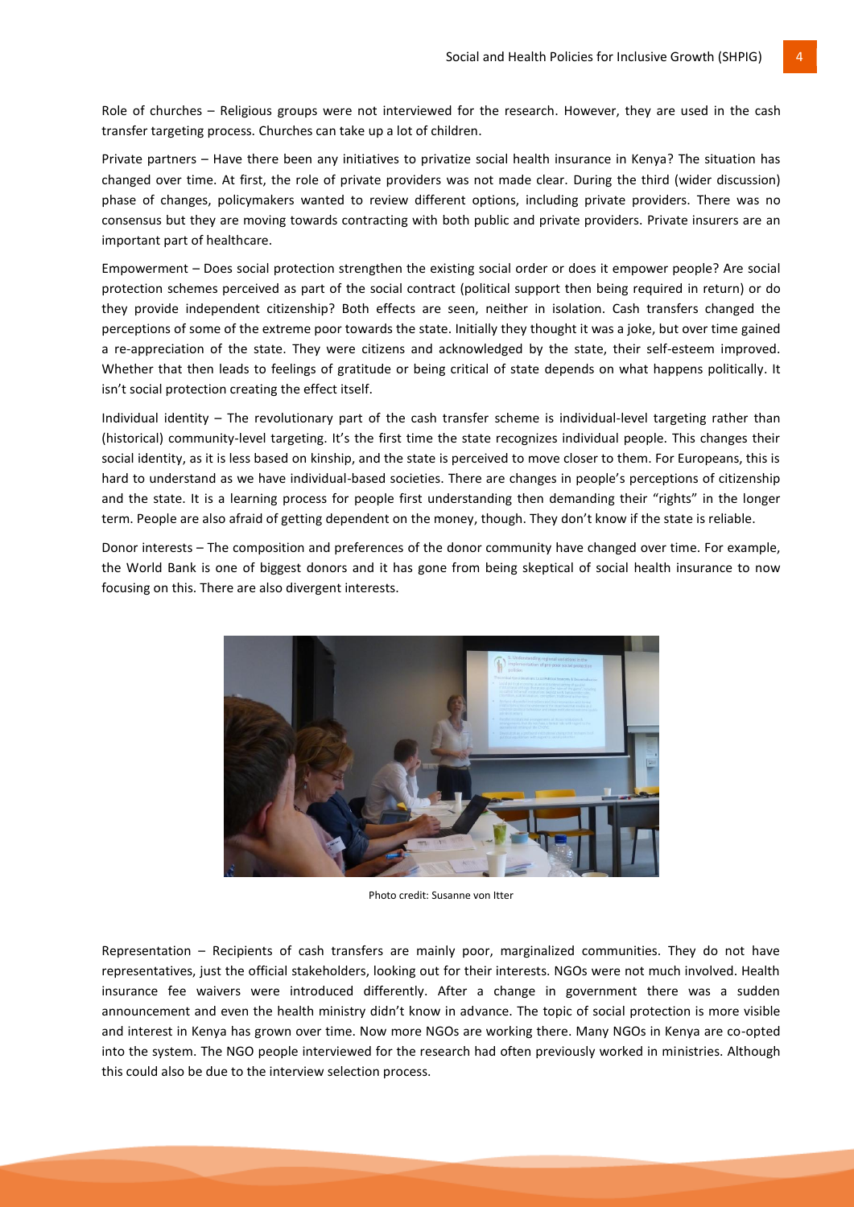Role of churches – Religious groups were not interviewed for the research. However, they are used in the cash transfer targeting process. Churches can take up a lot of children.

Private partners – Have there been any initiatives to privatize social health insurance in Kenya? The situation has changed over time. At first, the role of private providers was not made clear. During the third (wider discussion) phase of changes, policymakers wanted to review different options, including private providers. There was no consensus but they are moving towards contracting with both public and private providers. Private insurers are an important part of healthcare.

Empowerment – Does social protection strengthen the existing social order or does it empower people? Are social protection schemes perceived as part of the social contract (political support then being required in return) or do they provide independent citizenship? Both effects are seen, neither in isolation. Cash transfers changed the perceptions of some of the extreme poor towards the state. Initially they thought it was a joke, but over time gained a re-appreciation of the state. They were citizens and acknowledged by the state, their self-esteem improved. Whether that then leads to feelings of gratitude or being critical of state depends on what happens politically. It isn't social protection creating the effect itself.

Individual identity – The revolutionary part of the cash transfer scheme is individual-level targeting rather than (historical) community-level targeting. It's the first time the state recognizes individual people. This changes their social identity, as it is less based on kinship, and the state is perceived to move closer to them. For Europeans, this is hard to understand as we have individual-based societies. There are changes in people's perceptions of citizenship and the state. It is a learning process for people first understanding then demanding their "rights" in the longer term. People are also afraid of getting dependent on the money, though. They don't know if the state is reliable.

Donor interests – The composition and preferences of the donor community have changed over time. For example, the World Bank is one of biggest donors and it has gone from being skeptical of social health insurance to now focusing on this. There are also divergent interests.

Photo credit: Susanne von Itter

Representation – Recipients of cash transfers are mainly poor, marginalized communities. They do not have representatives, just the official stakeholders, looking out for their interests. NGOs were not much involved. Health insurance fee waivers were introduced differently. After a change in government there was a sudden announcement and even the health ministry didn't know in advance. The topic of social protection is more visible and interest in Kenya has grown over time. Now more NGOs are working there. Many NGOs in Kenya are co-opted into the system. The NGO people interviewed for the research had often previously worked in ministries. Although this could also be due to the interview selection process.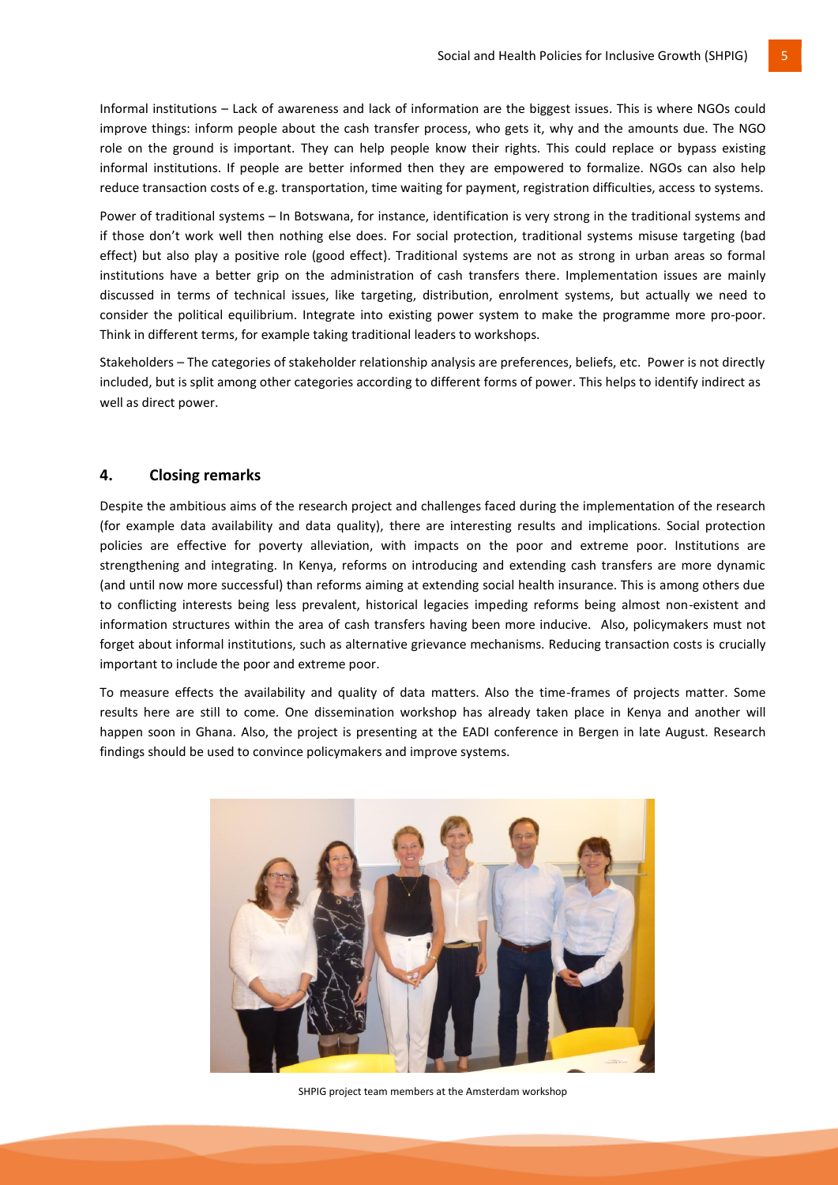Informal institutions – Lack of awareness and lack of information are the biggest issues. This is where NGOs could improve things: inform people about the cash transfer process, who gets it, why and the amounts due. The NGO role on the ground is important. They can help people know their rights. This could replace or bypass existing informal institutions. If people are better informed then they are empowered to formalize. NGOs can also help reduce transaction costs of e.g. transportation, time waiting for payment, registration difficulties, access to systems.

Power of traditional systems – In Botswana, for instance, identification is very strong in the traditional systems and if those don't work well then nothing else does. For social protection, traditional systems misuse targeting (bad effect) but also play a positive role (good effect). Traditional systems are not as strong in urban areas so formal institutions have a better grip on the administration of cash transfers there. Implementation issues are mainly discussed in terms of technical issues, like targeting, distribution, enrolment systems, but actually we need to consider the political equilibrium. Integrate into existing power system to make the programme more pro-poor. Think in different terms, for example taking traditional leaders to workshops.

Stakeholders – The categories of stakeholder relationship analysis are preferences, beliefs, etc. Power is not directly included, but is split among other categories according to different forms of power. This helps to identify indirect as well as direct power.

## 4. Closing remarks

Despite the ambitious aims of the research project and challenges faced during the implementation of the research (for example data availability and data quality), there are interesting results and implications. Social protection policies are effective for poverty alleviation, with impacts on the poor and extreme poor. Institutions are strengthening and integrating. In Kenya, reforms on introducing and extending cash transfers are more dynamic (and until now more successful) than reforms aiming at extending social health insurance. This is among others due to conflicting interests being less prevalent, historical legacies impeding reforms being almost non-existent and information structures within the area of cash transfers having been more inducive. Also, policymakers must not forget about informal institutions, such as alternative grievance mechanisms. Reducing transaction costs is crucially important to include the poor and extreme poor.

To measure effects the availability and quality of data matters. Also the time-frames of projects matter. Some results here are still to come. One dissemination workshop has already taken place in Kenya and another will happen soon in Ghana. Also, the project is presenting at the EADI conference in Bergen in late August. Research findings should be used to convince policymakers and improve systems.

SHPIG project team members at the Amsterdam workshop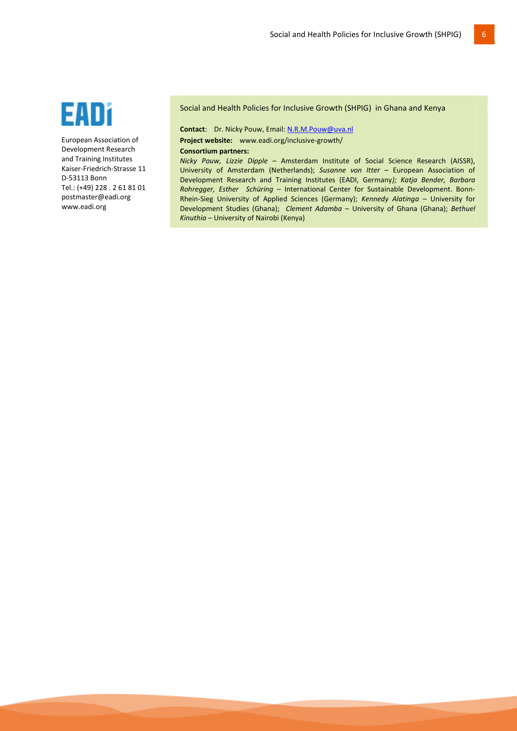**EADI**

European Association of Development Research and Training Institutes
Kaiser-Friedrich-Strasse 11
D-53113 Bonn
Tel.: (+49) 228 . 2 61 81 01
postmaster@eadi.org
www.eadi.org

Social and Health Policies for Inclusive Growth (SHPIG) in Ghana and Kenya

**Contact**: Dr. Nicky Pouw, Email: N.R.M.Pouw@uva.nl

**Project website:** www.eadi.org/inclusive-growth/

**Consortium partners:**

*Nicky Pouw, Lizzie Dipple* – Amsterdam Institute of Social Science Research (AISSR), University of Amsterdam (Netherlands); *Susanne von Itter* – European Association of Development Research and Training Institutes (EADI, Germany*); Katja Bender, Barbara Rohregger, Esther Schüring* – International Center for Sustainable Development. Bonn-Rhein-Sieg University of Applied Sciences (Germany); *Kennedy Alatinga* – University for Development Studies (Ghana); *Clement Adamba* – University of Ghana (Ghana); *Bethuel Kinuthia* – University of Nairobi (Kenya)